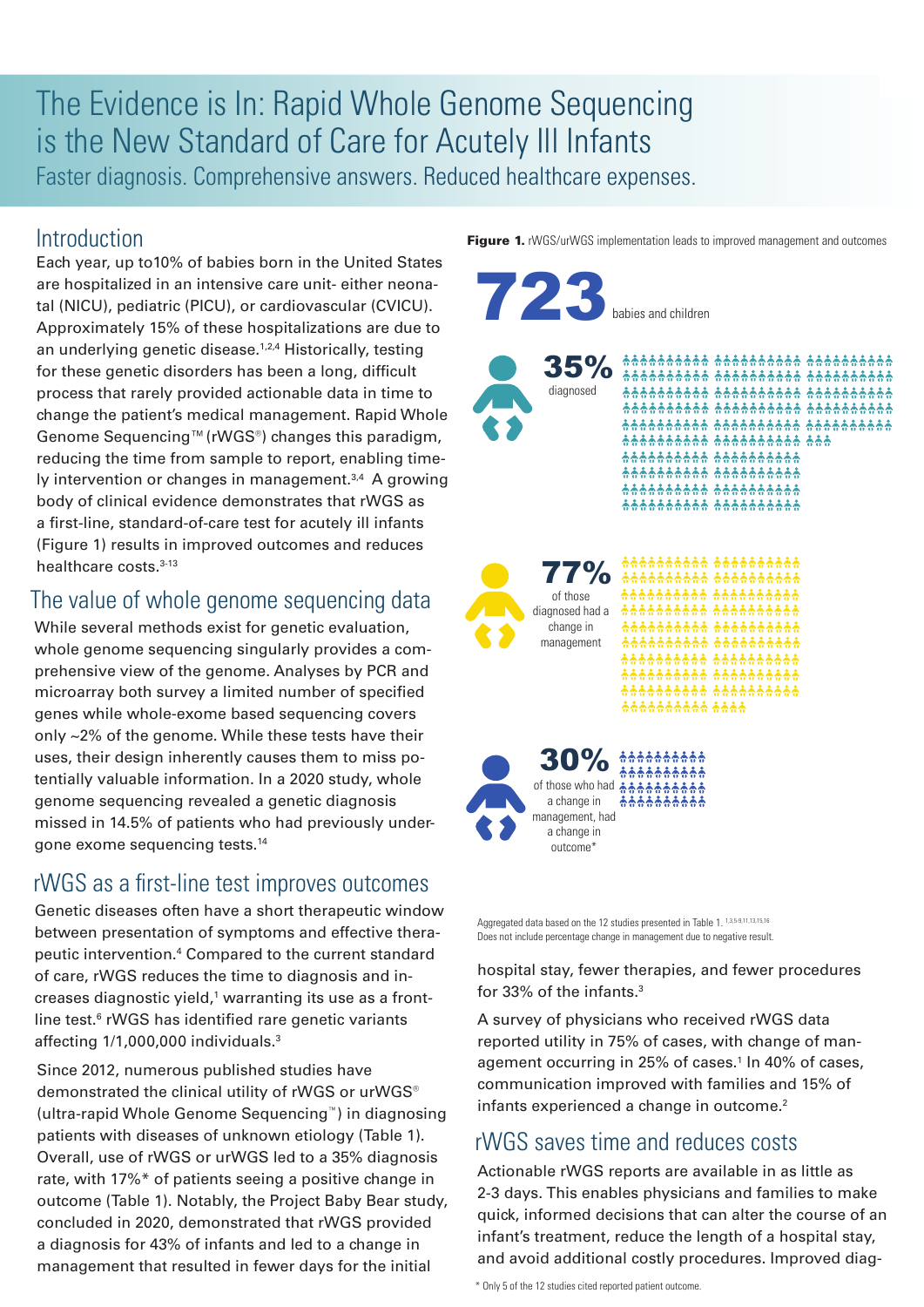# The Evidence is In: Rapid Whole Genome Sequencing is the New Standard of Care for Acutely Ill Infants

Faster diagnosis. Comprehensive answers. Reduced healthcare expenses.

## Introduction

Each year, up to10% of babies born in the United States are hospitalized in an intensive care unit- either neonatal (NICU), pediatric (PICU), or cardiovascular (CVICU). Approximately 15% of these hospitalizations are due to an underlying genetic disease.[1,2,4] Historically, testing for these genetic disorders has been a long, difficult process that rarely provided actionable data in time to change the patient's medical management. Rapid Whole Genome Sequencing™ (rWGS®) changes this paradigm, reducing the time from sample to report, enabling timely intervention or changes in management.[3,4] A growing body of clinical evidence demonstrates that rWGS as a first-line, standard-of-care test for acutely ill infants (Figure 1) results in improved outcomes and reduces healthcare costs.[3-13]

## The value of whole genome sequencing data

While several methods exist for genetic evaluation, whole genome sequencing singularly provides a comprehensive view of the genome. Analyses by PCR and microarray both survey a limited number of specified genes while whole-exome based sequencing covers only ~2% of the genome. While these tests have their uses, their design inherently causes them to miss potentially valuable information. In a 2020 study, whole genome sequencing revealed a genetic diagnosis missed in 14.5% of patients who had previously undergone exome sequencing tests.[14]

## rWGS as a first-line test improves outcomes

Genetic diseases often have a short therapeutic window between presentation of symptoms and effective therapeutic intervention.[4] Compared to the current standard of care, rWGS reduces the time to diagnosis and increases diagnostic yield,[1] warranting its use as a frontline test.[6] rWGS has identified rare genetic variants affecting 1/1,000,000 individuals.[3]

Since 2012, numerous published studies have demonstrated the clinical utility of rWGS or urWGS® (ultra-rapid Whole Genome Sequencing™) in diagnosing patients with diseases of unknown etiology (Table 1). Overall, use of rWGS or urWGS led to a 35% diagnosis rate, with 17%* of patients seeing a positive change in outcome (Table 1). Notably, the Project Baby Bear study, concluded in 2020, demonstrated that rWGS provided a diagnosis for 43% of infants and led to a change in management that resulted in fewer days for the initial hospital stay, fewer therapies, and fewer procedures for 33% of the infants.[3]

**Figure 1.** rWGS/urWGS implementation leads to improved management and outcomes

**723** babies and children

**35%** diagnosed

**77%** of those diagnosed had a change in management

**30%** of those who had a change in management, had a change in outcome*

Aggregated data based on the 12 studies presented in Table 1.[1,3,5-9,11,13,15,16]
Does not include percentage change in management due to negative result.

A survey of physicians who received rWGS data reported utility in 75% of cases, with change of management occurring in 25% of cases.[1] In 40% of cases, communication improved with families and 15% of infants experienced a change in outcome.[2]

## rWGS saves time and reduces costs

Actionable rWGS reports are available in as little as 2-3 days. This enables physicians and families to make quick, informed decisions that can alter the course of an infant's treatment, reduce the length of a hospital stay, and avoid additional costly procedures. Improved diag-

\* Only 5 of the 12 studies cited reported patient outcome.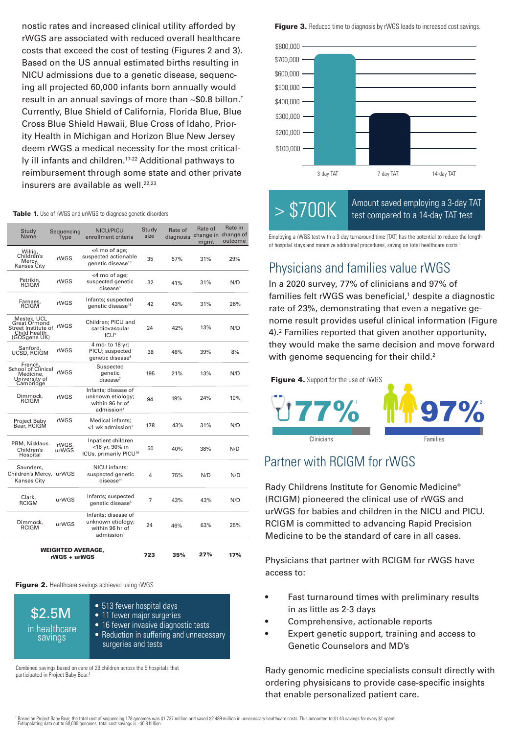nostic rates and increased clinical utility afforded by rWGS are associated with reduced overall healthcare costs that exceed the cost of testing (Figures 2 and 3). Based on the US annual estimated births resulting in NICU admissions due to a genetic disease, sequencing all projected 60,000 infants born annually would result in an annual savings of more than ~$0.8 billon.† Currently, Blue Shield of California, Florida Blue, Blue Cross Blue Shield Hawaii, Blue Cross of Idaho, Priority Health in Michigan and Horizon Blue New Jersey deem rWGS a medical necessity for the most critically ill infants and children.[17-22] Additional pathways to reimbursement through some state and other private insurers are available as well.[22,23]

**Table 1.** Use of rWGS and urWGS to diagnose genetic disorders

| Study Name | Sequencing Type | NICU/PICU enrollment criteria | Study size | Rate of diagnosis | Rate of change in mgmt | Rate in change of outcome |
|---|---|---|---|---|---|---|
| Willig, Children's Mercy, Kansas City | rWGS | <4 mo of age; suspected actionable genetic disease[13] | 35 | 57% | 31% | 29% |
| Petrikin, RCIGM | rWGS | <4 mo of age; suspected genetic disease[6] | 32 | 41% | 31% | N/D |
| Farnaes, RCIGM | rWGS | Infants; suspected genetic disease[15] | 42 | 43% | 31% | 26% |
| Mestek, UCL Great Ormond Street Institute of Child Health (GOSgene UK) | rWGS | Children; PICU and cardiovascular ICU[9] | 24 | 42% | 13% | N/D |
| Sanford, UCSD, RCIGM | rWGS | 4 mo- to 18 yr; PICU; suspected genetic disease[8] | 38 | 48% | 39% | 8% |
| French, School of Clinical Medicine, University of Cambridge | rWGS | Suspected genetic disease[7] | 195 | 21% | 13% | N/D |
| Dimmock, RCIGM | rWGS | Infants; disease of unknown etiology; within 96 hr of admission[1] | 94 | 19% | 24% | 10% |
| Project Baby Bear, RCIGM | rWGS | Medical infants; <1 wk admission[3] | 178 | 43% | 31% | N/D |
| PBM, Nicklaus Children's Hospital | rWGS, urWGS | Inpatient children <18 yr, 90% in ICUs, primarily PICU[16] | 50 | 40% | 38% | N/D |
| Saunders, Children's Mercy, Kansas City | urWGS | NICU infants; suspected genetic disease[11] | 4 | 75% | N/D | N/D |
| Clark, RCIGM | urWGS | Infants; suspected genetic disease[5] | 7 | 43% | 43% | N/D |
| Dimmock, RCIGM | urWGS | Infants; disease of unknown etiology; within 96 hr of admission[1] | 24 | 46% | 63% | 25% |
| **WEIGHTED AVERAGE, rWGS + urWGS** | | | **723** | **35%** | **27%** | **17%** |

**Figure 2.** Healthcare savings achieved using rWGS

$2.5M in healthcare savings

- 513 fewer hospital days
- 11 fewer major surgeries
- 16 fewer invasive diagnostic tests
- Reduction in suffering and unnecessary surgeries and tests

Combined savings based on care of 29 children across the 5 hospitals that participated in Project Baby Bear.[3]

**Figure 3.** Reduced time to diagnosis by rWGS leads to increased cost savings.

| | 3-day TAT | 7-day TAT | 14-day TAT |
|---|---|---|---|
| Savings | ~$700,000+ | ~$300,000 | — |

> $700K Amount saved employing a 3-day TAT test compared to a 14-day TAT test

Employing a rWGS test with a 3-day turnaround time (TAT) has the potential to reduce the length of hospital stays and minimize additional procedures, saving on total healthcare costs.[3]

## Physicians and families value rWGS

In a 2020 survey, 77% of clinicians and 97% of families felt rWGS was beneficial,[1] despite a diagnostic rate of 23%, demonstrating that even a negative genome result provides useful clinical information (Figure 4).[2] Families reported that given another opportunity, they would make the same decision and move forward with genome sequencing for their child.[2]

**Figure 4.** Support for the use of rWGS

77%[1] Clinicians

97%[2] Families

## Partner with RCIGM for rWGS

Rady Childrens Institute for Genomic Medicine® (RCIGM) pioneered the clinical use of rWGS and urWGS for babies and children in the NICU and PICU. RCIGM is committed to advancing Rapid Precision Medicine to be the standard of care in all cases.

Physicians that partner with RCIGM for rWGS have access to:

- Fast turnaround times with preliminary results in as little as 2-3 days
- Comprehensive, actionable reports
- Expert genetic support, training and access to Genetic Counselors and MD's

Rady genomic medicine specialists consult directly with ordering physicians to provide case-specific insights that enable personalized patient care.

† Based on Project Baby Bear, the total cost of sequencing 178 genomes was $1.737 million and saved $2.489 million in unnecessary healthcare costs. This amounted to $1.43 savings for every $1 spent. Extrapolating data out to 60,000 genomes, total cost savings is ~$0.8 billion.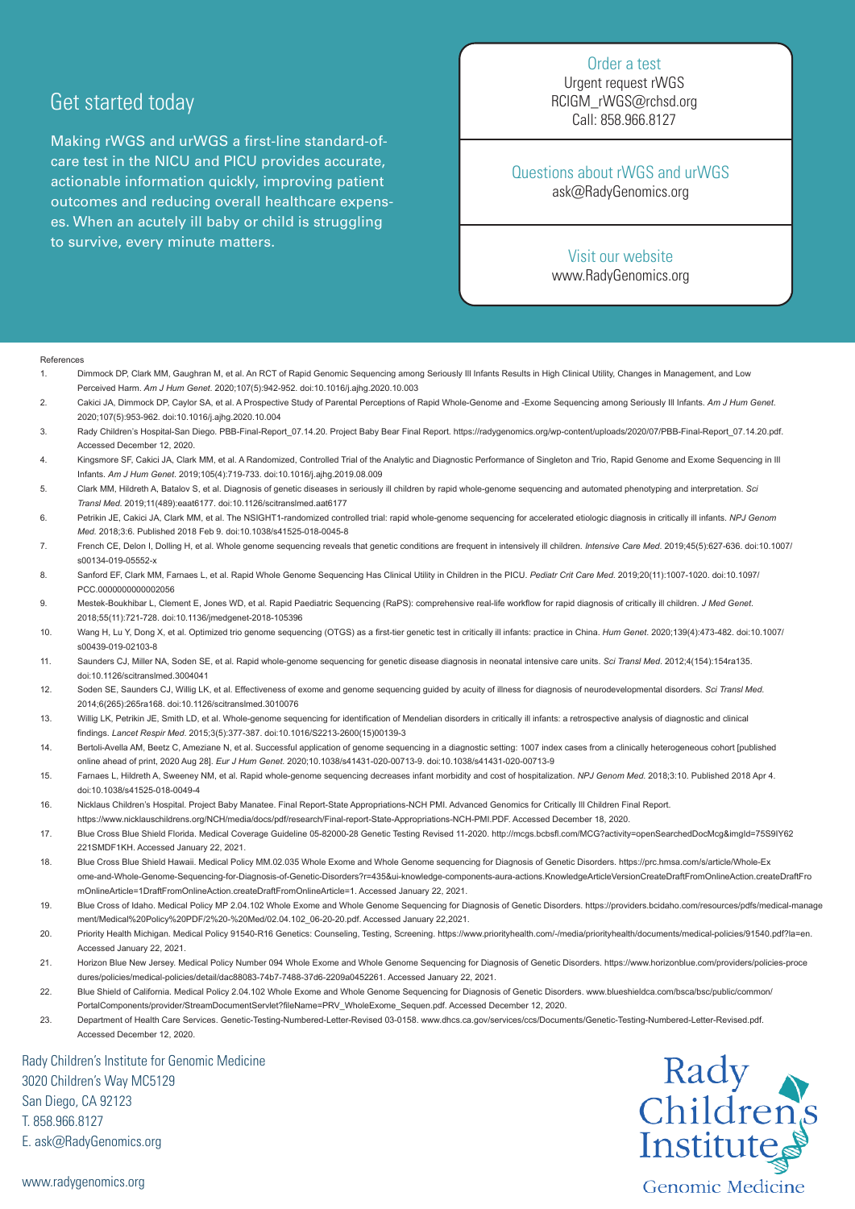## Get started today

Making rWGS and urWGS a first-line standard-of-care test in the NICU and PICU provides accurate, actionable information quickly, improving patient outcomes and reducing overall healthcare expenses. When an acutely ill baby or child is struggling to survive, every minute matters.

**Order a test**
Urgent request rWGS
RCIGM_rWGS@rchsd.org
Call: 858.966.8127

**Questions about rWGS and urWGS**
ask@RadyGenomics.org

**Visit our website**
www.RadyGenomics.org

References

1. Dimmock DP, Clark MM, Gaughran M, et al. An RCT of Rapid Genomic Sequencing among Seriously Ill Infants Results in High Clinical Utility, Changes in Management, and Low Perceived Harm. *Am J Hum Genet*. 2020;107(5):942-952. doi:10.1016/j.ajhg.2020.10.003
2. Cakici JA, Dimmock DP, Caylor SA, et al. A Prospective Study of Parental Perceptions of Rapid Whole-Genome and -Exome Sequencing among Seriously Ill Infants. *Am J Hum Genet*. 2020;107(5):953-962. doi:10.1016/j.ajhg.2020.10.004
3. Rady Children's Hospital-San Diego. PBB-Final-Report_07.14.20. Project Baby Bear Final Report. https://radygenomics.org/wp-content/uploads/2020/07/PBB-Final-Report_07.14.20.pdf. Accessed December 12, 2020.
4. Kingsmore SF, Cakici JA, Clark MM, et al. A Randomized, Controlled Trial of the Analytic and Diagnostic Performance of Singleton and Trio, Rapid Genome and Exome Sequencing in Ill Infants. *Am J Hum Genet*. 2019;105(4):719-733. doi:10.1016/j.ajhg.2019.08.009
5. Clark MM, Hildreth A, Batalov S, et al. Diagnosis of genetic diseases in seriously ill children by rapid whole-genome sequencing and automated phenotyping and interpretation. *Sci Transl Med*. 2019;11(489):eaat6177. doi:10.1126/scitranslmed.aat6177
6. Petrikin JE, Cakici JA, Clark MM, et al. The NSIGHT1-randomized controlled trial: rapid whole-genome sequencing for accelerated etiologic diagnosis in critically ill infants. *NPJ Genom Med*. 2018;3:6. Published 2018 Feb 9. doi:10.1038/s41525-018-0045-8
7. French CE, Delon I, Dolling H, et al. Whole genome sequencing reveals that genetic conditions are frequent in intensively ill children. *Intensive Care Med*. 2019;45(5):627-636. doi:10.1007/s00134-019-05552-x
8. Sanford EF, Clark MM, Farnaes L, et al. Rapid Whole Genome Sequencing Has Clinical Utility in Children in the PICU. *Pediatr Crit Care Med*. 2019;20(11):1007-1020. doi:10.1097/PCC.0000000000002056
9. Mestek-Boukhibar L, Clement E, Jones WD, et al. Rapid Paediatric Sequencing (RaPS): comprehensive real-life workflow for rapid diagnosis of critically ill children. *J Med Genet*. 2018;55(11):721-728. doi:10.1136/jmedgenet-2018-105396
10. Wang H, Lu Y, Dong X, et al. Optimized trio genome sequencing (OTGS) as a first-tier genetic test in critically ill infants: practice in China. *Hum Genet*. 2020;139(4):473-482. doi:10.1007/s00439-019-02103-8
11. Saunders CJ, Miller NA, Soden SE, et al. Rapid whole-genome sequencing for genetic disease diagnosis in neonatal intensive care units. *Sci Transl Med*. 2012;4(154):154ra135. doi:10.1126/scitranslmed.3004041
12. Soden SE, Saunders CJ, Willig LK, et al. Effectiveness of exome and genome sequencing guided by acuity of illness for diagnosis of neurodevelopmental disorders. *Sci Transl Med*. 2014;6(265):265ra168. doi:10.1126/scitranslmed.3010076
13. Willig LK, Petrikin JE, Smith LD, et al. Whole-genome sequencing for identification of Mendelian disorders in critically ill infants: a retrospective analysis of diagnostic and clinical findings. *Lancet Respir Med*. 2015;3(5):377-387. doi:10.1016/S2213-2600(15)00139-3
14. Bertoli-Avella AM, Beetz C, Ameziane N, et al. Successful application of genome sequencing in a diagnostic setting: 1007 index cases from a clinically heterogeneous cohort [published online ahead of print, 2020 Aug 28]. *Eur J Hum Genet*. 2020;10.1038/s41431-020-00713-9. doi:10.1038/s41431-020-00713-9
15. Farnaes L, Hildreth A, Sweeney NM, et al. Rapid whole-genome sequencing decreases infant morbidity and cost of hospitalization. *NPJ Genom Med*. 2018;3:10. Published 2018 Apr 4. doi:10.1038/s41525-018-0049-4
16. Nicklaus Children's Hospital. Project Baby Manatee. Final Report-State Appropriations-NCH PMI. Advanced Genomics for Critically Ill Children Final Report. https://www.nicklauschildrens.org/NCH/media/docs/pdf/research/Final-report-State-Appropriations-NCH-PMI.PDF. Accessed December 18, 2020.
17. Blue Cross Blue Shield Florida. Medical Coverage Guideline 05-82000-28 Genetic Testing Revised 11-2020. http://mcgs.bcbsfl.com/MCG?activity=openSearchedDocMcg&imgId=75S9IY62221SMDF1KH. Accessed January 22, 2021.
18. Blue Cross Blue Shield Hawaii. Medical Policy MM.02.035 Whole Exome and Whole Genome sequencing for Diagnosis of Genetic Disorders. https://prc.hmsa.com/s/article/Whole-Exome-and-Whole-Genome-Sequencing-for-Diagnosis-of-Genetic-Disorders?r=435&ui-knowledge-components-aura-actions.KnowledgeArticleVersionCreateDraftFromOnlineAction.createDraftFromOnlineArticle=1DraftFromOnlineAction.createDraftFromOnlineArticle=1. Accessed January 22, 2021.
19. Blue Cross of Idaho. Medical Policy MP 2.04.102 Whole Exome and Whole Genome Sequencing for Diagnosis of Genetic Disorders. https://providers.bcidaho.com/resources/pdfs/medical-management/Medical%20Policy%20PDF/2%20-%20Med/02.04.102_06-20-20.pdf. Accessed January 22,2021.
20. Priority Health Michigan. Medical Policy 91540-R16 Genetics: Counseling, Testing, Screening. https://www.priorityhealth.com/-/media/priorityhealth/documents/medical-policies/91540.pdf?la=en. Accessed January 22, 2021.
21. Horizon Blue New Jersey. Medical Policy Number 094 Whole Exome and Whole Genome Sequencing for Diagnosis of Genetic Disorders. https://www.horizonblue.com/providers/policies-procedures/policies/medical-policies/detail/dac88083-74b7-7488-37d6-2209a0452261. Accessed January 22, 2021.
22. Blue Shield of California. Medical Policy 2.04.102 Whole Exome and Whole Genome Sequencing for Diagnosis of Genetic Disorders. www.blueshieldca.com/bsca/bsc/public/common/PortalComponents/provider/StreamDocumentServlet?fileName=PRV_WholeExome_Sequen.pdf. Accessed December 12, 2020.
23. Department of Health Care Services. Genetic-Testing-Numbered-Letter-Revised 03-0158. www.dhcs.ca.gov/services/ccs/Documents/Genetic-Testing-Numbered-Letter-Revised.pdf. Accessed December 12, 2020.

Rady Children's Institute for Genomic Medicine
3020 Children's Way MC5129
San Diego, CA 92123
T. 858.966.8127
E. ask@RadyGenomics.org

www.radygenomics.org

Rady Children's Institute
Genomic Medicine